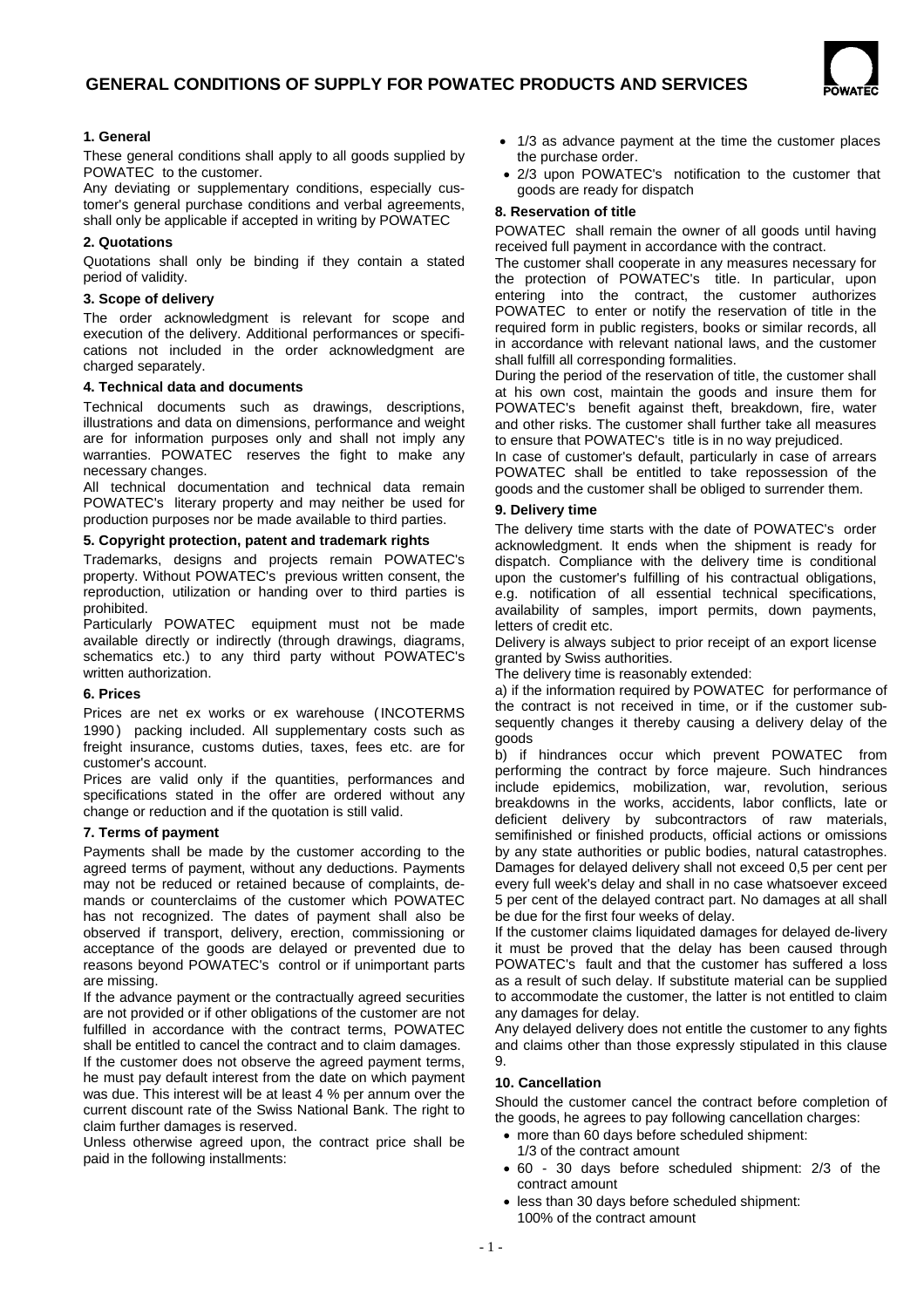# GENERAL CONDITIONS OF SUPPLY FOR POWATEC PRODUCTS AND SERVICES

### 1. General

These general conditions shall apply to all goods supplied by POWATEC to the customer.

Any deviating or supplementary conditions, especially customer's general purchase conditions and verbal agreements, shall only be applicable if accepted in writing by POWATEC

### 2. Quotations

Quotations shall only be binding if they contain a stated period of validity.

### 3. Scope of delivery

The order acknowledgment is relevant for scope and execution of the delivery. Additional performances or specifications not included in the order acknowledgment are charged separately.

### 4. Technical data and documents

Technical documents such as drawings, descriptions, illustrations and data on dimensions, performance and weight are for information purposes only and shall not imply any warranties. POWATEC reserves the fight to make any necessary changes.

All technical documentation and technical data remain POWATEC's literary property and may neither be used for production purposes nor be made available to third parties.

### 5. Copyright protection, patent and trademark rights

Trademarks, designs and projects remain POWATEC's property. Without POWATEC's previous written consent, the reproduction, utilization or handing over to third parties is prohibited.

Particularly POWATEC equipment must not be made available directly or indirectly (through drawings, diagrams, schematics etc.) to any third party without POWATEC's written authorization.

### 6. Prices

Prices are net ex works or ex warehouse (INCOTERMS 1990) packing included. All supplementary costs such as freight insurance, customs duties, taxes, fees etc. are for customer's account.

Prices are valid only if the quantities, performances and specifications stated in the offer are ordered without any change or reduction and if the quotation is still valid.

### 7. Terms of payment

Payments shall be made by the customer according to the agreed terms of payment, without any deductions. Payments may not be reduced or retained because of complaints, demands or counterclaims of the customer which POWATEC has not recognized. The dates of payment shall also be observed if transport, delivery, erection, commissioning or acceptance of the goods are delayed or prevented due to reasons beyond POWATEC's control or if unimportant parts are missing.

If the advance payment or the contractually agreed securities are not provided or if other obligations of the customer are not fulfilled in accordance with the contract terms, POWATEC shall be entitled to cancel the contract and to claim damages.

If the customer does not observe the agreed payment terms, he must pay default interest from the date on which payment was due. This interest will be at least 4 % per annum over the current discount rate of the Swiss National Bank. The right to claim further damages is reserved.

Unless otherwise agreed upon, the contract price shall be paid in the following installments:

- 1/3 as advance payment at the time the customer places the purchase order.
- 2/3 upon POWATEC's notification to the customer that goods are ready for dispatch

### 8. Reservation of title

POWATEC shall remain the owner of all goods until having received full payment in accordance with the contract.

The customer shall cooperate in any measures necessary for the protection of POWATEC's title. In particular, upon entering into the contract, the customer authorizes POWATEC to enter or notify the reservation of title in the required form in public registers, books or similar records, all in accordance with relevant national laws, and the customer shall fulfill all corresponding formalities.

During the period of the reservation of title, the customer shall at his own cost, maintain the goods and insure them for POWATEC's benefit against theft, breakdown, fire, water and other risks. The customer shall further take all measures to ensure that POWATEC's title is in no way prejudiced.

In case of customer's default, particularly in case of arrears POWATEC shall be entitled to take repossession of the goods and the customer shall be obliged to surrender them.

### 9. Delivery time

The delivery time starts with the date of POWATEC's order acknowledgment. It ends when the shipment is ready for dispatch. Compliance with the delivery time is conditional upon the customer's fulfilling of his contractual obligations, e.g. notification of all essential technical specifications, availability of samples, import permits, down payments, letters of credit etc.

Delivery is always subject to prior receipt of an export license granted by Swiss authorities.

The delivery time is reasonably extended:

a) if the information required by POWATEC for performance of the contract is not received in time, or if the customer subsequently changes it thereby causing a delivery delay of the goods

b) if hindrances occur which prevent POWATEC from performing the contract by force majeure. Such hindrances include epidemics, mobilization, war, revolution, serious breakdowns in the works, accidents, labor conflicts, late or deficient delivery by subcontractors of raw materials, semifinished or finished products, official actions or omissions by any state authorities or public bodies, natural catastrophes.

Damages for delayed delivery shall not exceed 0,5 per cent per every full week's delay and shall in no case whatsoever exceed 5 per cent of the delayed contract part. No damages at all shall be due for the first four weeks of delay.

If the customer claims liquidated damages for delayed de-livery it must be proved that the delay has been caused through POWATEC's fault and that the customer has suffered a loss as a result of such delay. If substitute material can be supplied to accommodate the customer, the latter is not entitled to claim any damages for delay.

Any delayed delivery does not entitle the customer to any fights and claims other than those expressly stipulated in this clause 9.

### 10. Cancellation

Should the customer cancel the contract before completion of the goods, he agrees to pay following cancellation charges:

- more than 60 days before scheduled shipment: 1/3 of the contract amount
- 60 - 30 days before scheduled shipment: 2/3 of the contract amount
- less than 30 days before scheduled shipment: 100% of the contract amount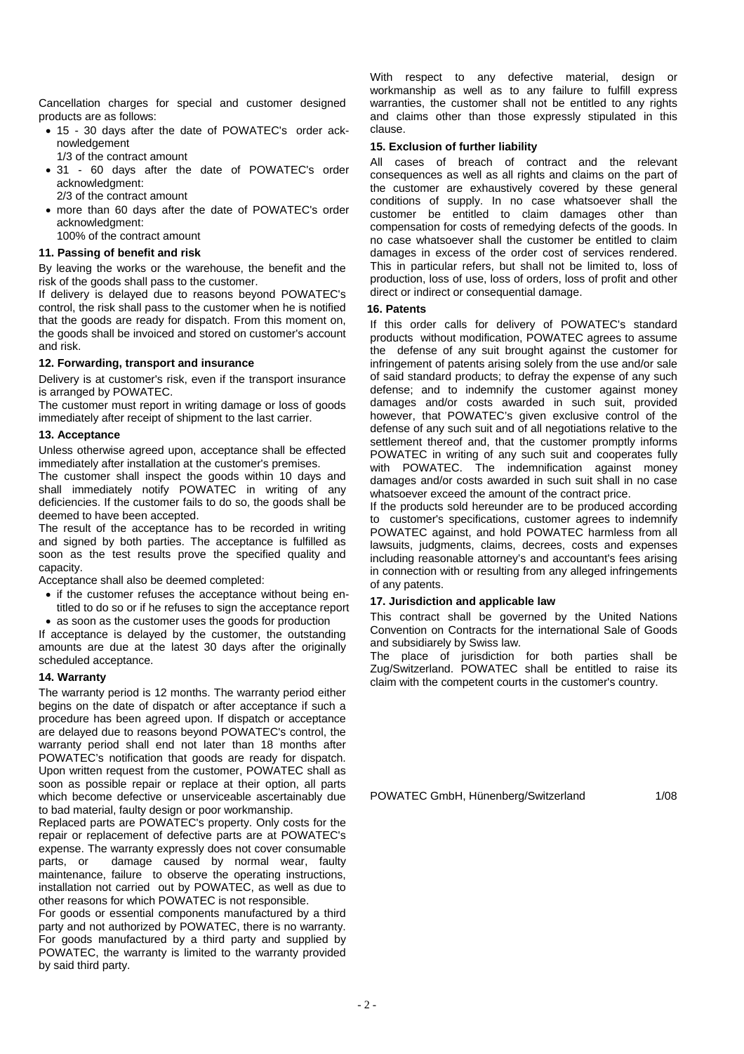Cancellation charges for special and customer designed products are as follows:

- 15 - 30 days after the date of POWATEC's order acknowledgement
  1/3 of the contract amount
- 31 - 60 days after the date of POWATEC's order acknowledgment:
  2/3 of the contract amount
- more than 60 days after the date of POWATEC's order acknowledgment:
  100% of the contract amount

### 11. Passing of benefit and risk

By leaving the works or the warehouse, the benefit and the risk of the goods shall pass to the customer.

If delivery is delayed due to reasons beyond POWATEC's control, the risk shall pass to the customer when he is notified that the goods are ready for dispatch. From this moment on, the goods shall be invoiced and stored on customer's account and risk.

### 12. Forwarding, transport and insurance

Delivery is at customer's risk, even if the transport insurance is arranged by POWATEC.

The customer must report in writing damage or loss of goods immediately after receipt of shipment to the last carrier.

### 13. Acceptance

Unless otherwise agreed upon, acceptance shall be effected immediately after installation at the customer's premises.

The customer shall inspect the goods within 10 days and shall immediately notify POWATEC in writing of any deficiencies. If the customer fails to do so, the goods shall be deemed to have been accepted.

The result of the acceptance has to be recorded in writing and signed by both parties. The acceptance is fulfilled as soon as the test results prove the specified quality and capacity.

Acceptance shall also be deemed completed:

- if the customer refuses the acceptance without being entitled to do so or if he refuses to sign the acceptance report
- as soon as the customer uses the goods for production

If acceptance is delayed by the customer, the outstanding amounts are due at the latest 30 days after the originally scheduled acceptance.

### 14. Warranty

The warranty period is 12 months. The warranty period either begins on the date of dispatch or after acceptance if such a procedure has been agreed upon. If dispatch or acceptance are delayed due to reasons beyond POWATEC's control, the warranty period shall end not later than 18 months after POWATEC's notification that goods are ready for dispatch. Upon written request from the customer, POWATEC shall as soon as possible repair or replace at their option, all parts which become defective or unserviceable ascertainably due to bad material, faulty design or poor workmanship.

Replaced parts are POWATEC's property. Only costs for the repair or replacement of defective parts are at POWATEC's expense. The warranty expressly does not cover consumable parts, or damage caused by normal wear, faulty maintenance, failure to observe the operating instructions, installation not carried out by POWATEC, as well as due to other reasons for which POWATEC is not responsible.

For goods or essential components manufactured by a third party and not authorized by POWATEC, there is no warranty. For goods manufactured by a third party and supplied by POWATEC, the warranty is limited to the warranty provided by said third party.

With respect to any defective material, design or workmanship as well as to any failure to fulfill express warranties, the customer shall not be entitled to any rights and claims other than those expressly stipulated in this clause.

### 15. Exclusion of further liability

All cases of breach of contract and the relevant consequences as well as all rights and claims on the part of the customer are exhaustively covered by these general conditions of supply. In no case whatsoever shall the customer be entitled to claim damages other than compensation for costs of remedying defects of the goods. In no case whatsoever shall the customer be entitled to claim damages in excess of the order cost of services rendered. This in particular refers, but shall not be limited to, loss of production, loss of use, loss of orders, loss of profit and other direct or indirect or consequential damage.

### 16. Patents

If this order calls for delivery of POWATEC's standard products without modification, POWATEC agrees to assume the defense of any suit brought against the customer for infringement of patents arising solely from the use and/or sale of said standard products; to defray the expense of any such defense; and to indemnify the customer against money damages and/or costs awarded in such suit, provided however, that POWATEC's given exclusive control of the defense of any such suit and of all negotiations relative to the settlement thereof and, that the customer promptly informs POWATEC in writing of any such suit and cooperates fully with POWATEC. The indemnification against money damages and/or costs awarded in such suit shall in no case whatsoever exceed the amount of the contract price.

If the products sold hereunder are to be produced according to customer's specifications, customer agrees to indemnify POWATEC against, and hold POWATEC harmless from all lawsuits, judgments, claims, decrees, costs and expenses including reasonable attorney's and accountant's fees arising in connection with or resulting from any alleged infringements of any patents.

### 17. Jurisdiction and applicable law

This contract shall be governed by the United Nations Convention on Contracts for the international Sale of Goods and subsidiarely by Swiss law.

The place of jurisdiction for both parties shall be Zug/Switzerland. POWATEC shall be entitled to raise its claim with the competent courts in the customer's country.

POWATEC GmbH, Hünenberg/Switzerland 1/08